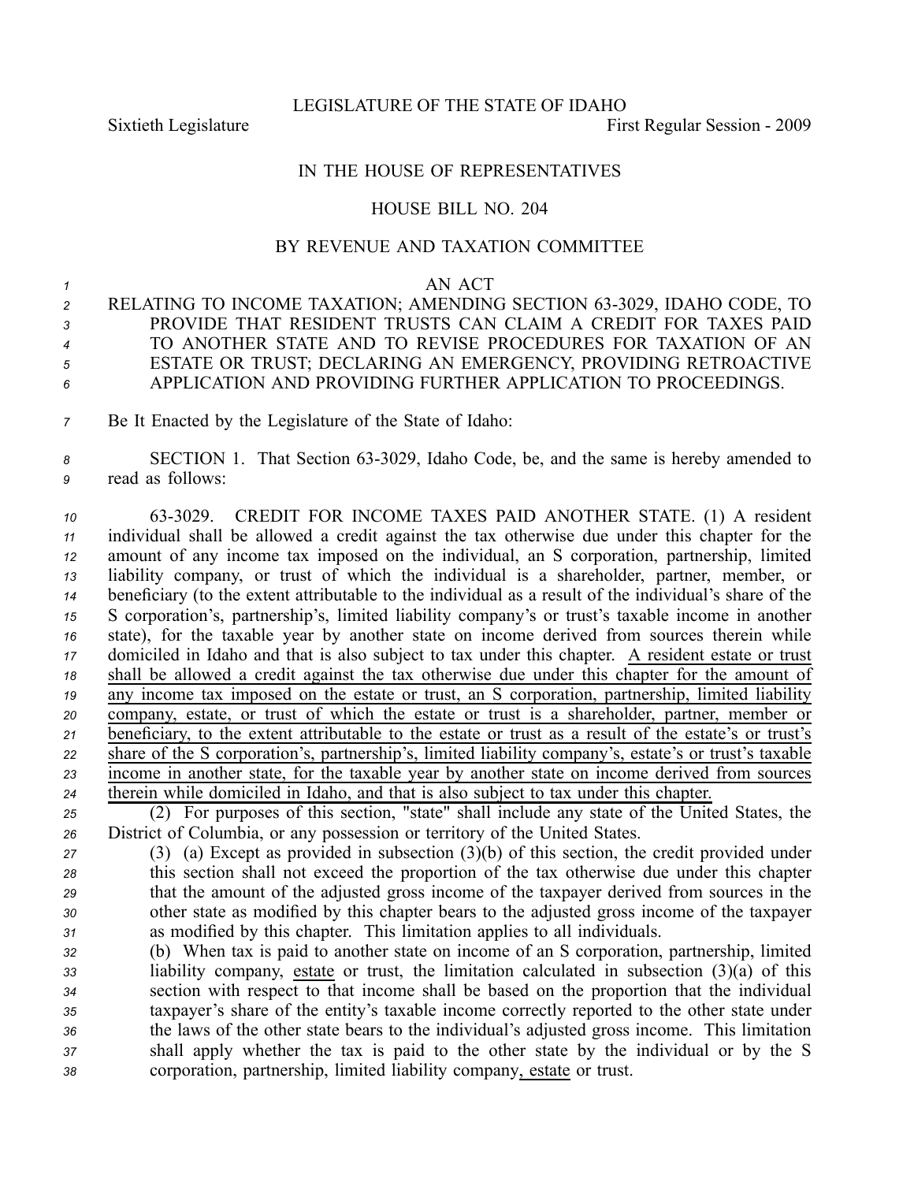LEGISLATURE OF THE STATE OF IDAHO

Sixtieth Legislature First Regular Session - 2009

# IN THE HOUSE OF REPRESENTATIVES

## HOUSE BILL NO. 204

### BY REVENUE AND TAXATION COMMITTEE

AN ACT

RELATING TO INCOME TAXATION; AMENDING SECTION 63-3029, IDAHO CODE, TO PROVIDE THAT RESIDENT TRUSTS CAN CLAIM A CREDIT FOR TAXES PAID TO ANOTHER STATE AND TO REVISE PROCEDURES FOR TAXATION OF AN ESTATE OR TRUST; DECLARING AN EMERGENCY, PROVIDING RETROACTIVE APPLICATION AND PROVIDING FURTHER APPLICATION TO PROCEEDINGS.

Be It Enacted by the Legislature of the State of Idaho:

SECTION 1. That Section 63-3029, Idaho Code, be, and the same is hereby amended to read as follows:

63-3029. CREDIT FOR INCOME TAXES PAID ANOTHER STATE. (1) A resident individual shall be allowed a credit against the tax otherwise due under this chapter for the amount of any income tax imposed on the individual, an S corporation, partnership, limited liability company, or trust of which the individual is a shareholder, partner, member, or beneficiary (to the extent attributable to the individual as a result of the individual's share of the S corporation's, partnership's, limited liability company's or trust's taxable income in another state), for the taxable year by another state on income derived from sources therein while domiciled in Idaho and that is also subject to tax under this chapter. <u>A resident estate or trust shall be allowed a credit against the tax otherwise due under this chapter for the amount of any income tax imposed on the estate or trust, an S corporation, partnership, limited liability company, estate, or trust of which the estate or trust is a shareholder, partner, member or beneficiary, to the extent attributable to the estate or trust as a result of the estate's or trust's share of the S corporation's, partnership's, limited liability company's, estate's or trust's taxable income in another state, for the taxable year by another state on income derived from sources therein while domiciled in Idaho, and that is also subject to tax under this chapter.</u>

(2) For purposes of this section, "state" shall include any state of the United States, the District of Columbia, or any possession or territory of the United States.

(3) (a) Except as provided in subsection (3)(b) of this section, the credit provided under this section shall not exceed the proportion of the tax otherwise due under this chapter that the amount of the adjusted gross income of the taxpayer derived from sources in the other state as modified by this chapter bears to the adjusted gross income of the taxpayer as modified by this chapter. This limitation applies to all individuals.

(b) When tax is paid to another state on income of an S corporation, partnership, limited liability company, <u>estate</u> or trust, the limitation calculated in subsection (3)(a) of this section with respect to that income shall be based on the proportion that the individual taxpayer's share of the entity's taxable income correctly reported to the other state under the laws of the other state bears to the individual's adjusted gross income. This limitation shall apply whether the tax is paid to the other state by the individual or by the S corporation, partnership, limited liability company<u>, estate</u> or trust.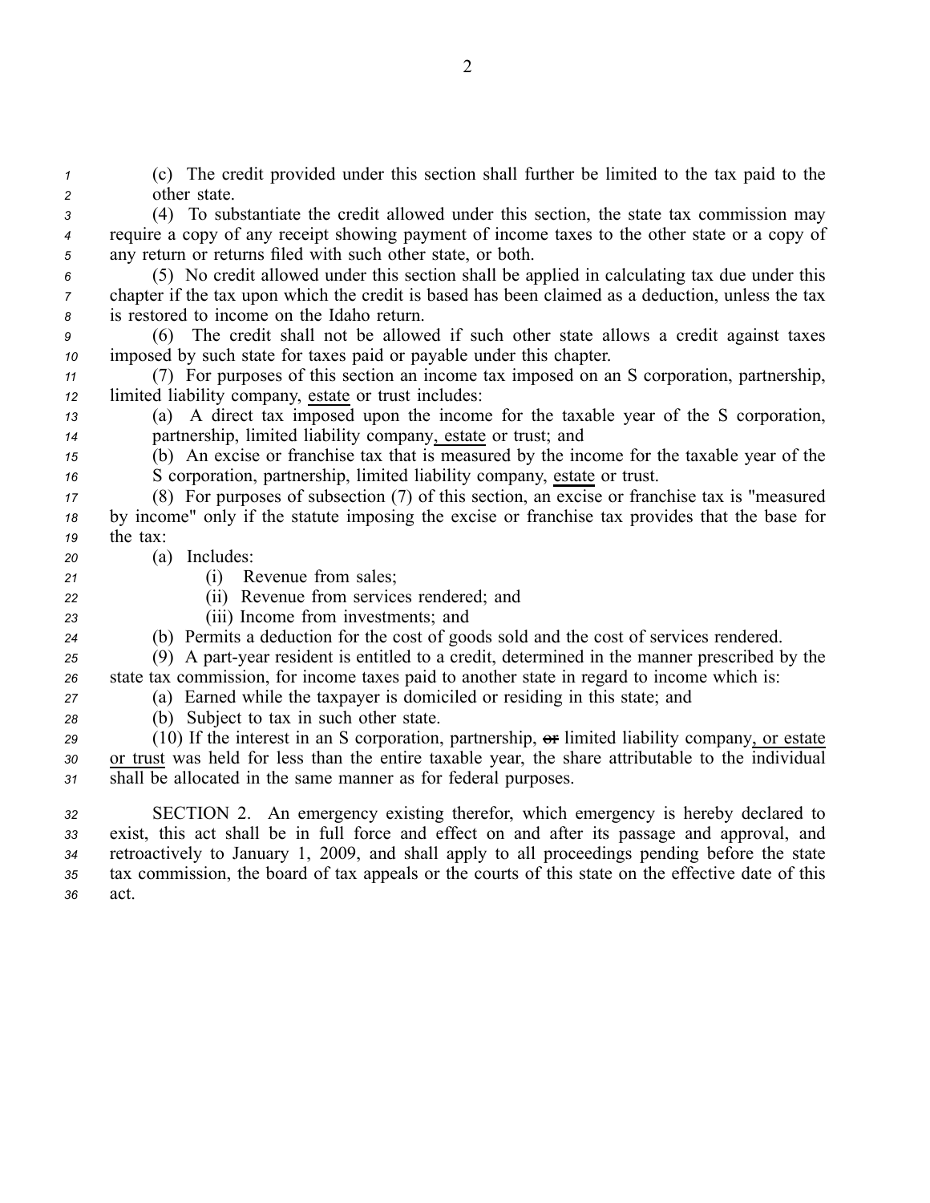(c) The credit provided under this section shall further be limited to the tax paid to the other state.

(4) To substantiate the credit allowed under this section, the state tax commission may require a copy of any receipt showing payment of income taxes to the other state or a copy of any return or returns filed with such other state, or both.

(5) No credit allowed under this section shall be applied in calculating tax due under this chapter if the tax upon which the credit is based has been claimed as a deduction, unless the tax is restored to income on the Idaho return.

(6) The credit shall not be allowed if such other state allows a credit against taxes imposed by such state for taxes paid or payable under this chapter.

(7) For purposes of this section an income tax imposed on an S corporation, partnership, limited liability company, estate or trust includes:

(a) A direct tax imposed upon the income for the taxable year of the S corporation, partnership, limited liability company, estate or trust; and

(b) An excise or franchise tax that is measured by the income for the taxable year of the S corporation, partnership, limited liability company, estate or trust.

(8) For purposes of subsection (7) of this section, an excise or franchise tax is "measured by income" only if the statute imposing the excise or franchise tax provides that the base for the tax:

(a) Includes:

(i) Revenue from sales;

(ii) Revenue from services rendered; and

(iii) Income from investments; and

(b) Permits a deduction for the cost of goods sold and the cost of services rendered.

(9) A part-year resident is entitled to a credit, determined in the manner prescribed by the state tax commission, for income taxes paid to another state in regard to income which is:

(a) Earned while the taxpayer is domiciled or residing in this state; and

(b) Subject to tax in such other state.

(10) If the interest in an S corporation, partnership, ~~or~~ limited liability company, or estate or trust was held for less than the entire taxable year, the share attributable to the individual shall be allocated in the same manner as for federal purposes.

SECTION 2. An emergency existing therefor, which emergency is hereby declared to exist, this act shall be in full force and effect on and after its passage and approval, and retroactively to January 1, 2009, and shall apply to all proceedings pending before the state tax commission, the board of tax appeals or the courts of this state on the effective date of this act.